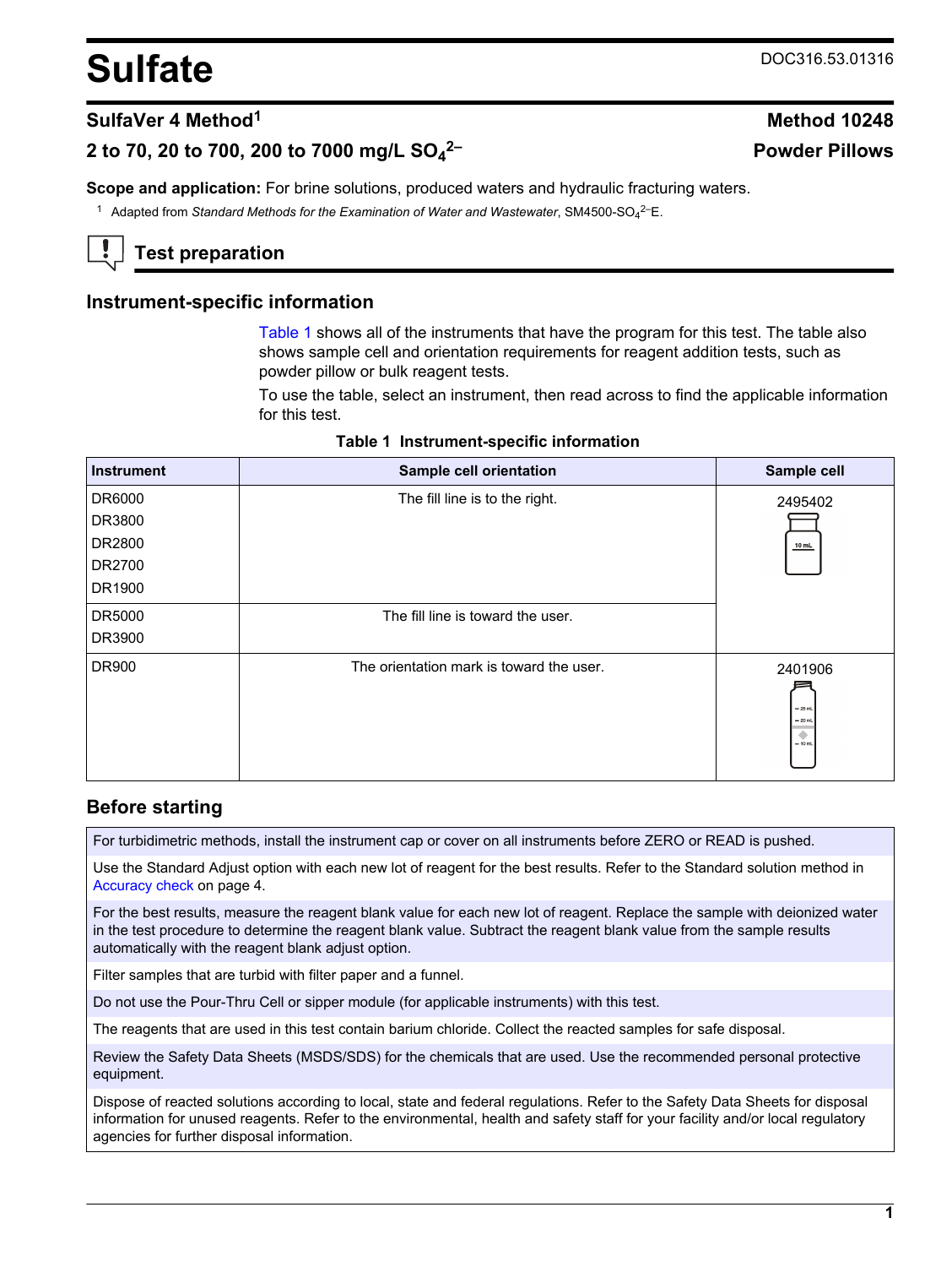# Sulfate

DOC316.53.01316

## SulfaVer 4 Method[1]

**Method 10248**

## 2 to 70, 20 to 700, 200 to 7000 mg/L $SO_4^{2-}$

**Powder Pillows**

**Scope and application:** For brine solutions, produced waters and hydraulic fracturing waters.

[1] Adapted from *Standard Methods for the Examination of Water and Wastewater*, SM4500-$SO_4^{2-}$E.

## Test preparation

### Instrument-specific information

Table 1 shows all of the instruments that have the program for this test. The table also shows sample cell and orientation requirements for reagent addition tests, such as powder pillow or bulk reagent tests.

To use the table, select an instrument, then read across to find the applicable information for this test.

**Table 1 Instrument-specific information**

| Instrument | Sample cell orientation | Sample cell |
| --- | --- | --- |
| DR6000<br>DR3800<br>DR2800<br>DR2700<br>DR1900 | The fill line is to the right. | 2495402 |
| DR5000<br>DR3900 | The fill line is toward the user. | 2495402 |
| DR900 | The orientation mark is toward the user. | 2401906 |

### Before starting

For turbidimetric methods, install the instrument cap or cover on all instruments before ZERO or READ is pushed.

Use the Standard Adjust option with each new lot of reagent for the best results. Refer to the Standard solution method in Accuracy check on page 4.

For the best results, measure the reagent blank value for each new lot of reagent. Replace the sample with deionized water in the test procedure to determine the reagent blank value. Subtract the reagent blank value from the sample results automatically with the reagent blank adjust option.

Filter samples that are turbid with filter paper and a funnel.

Do not use the Pour-Thru Cell or sipper module (for applicable instruments) with this test.

The reagents that are used in this test contain barium chloride. Collect the reacted samples for safe disposal.

Review the Safety Data Sheets (MSDS/SDS) for the chemicals that are used. Use the recommended personal protective equipment.

Dispose of reacted solutions according to local, state and federal regulations. Refer to the Safety Data Sheets for disposal information for unused reagents. Refer to the environmental, health and safety staff for your facility and/or local regulatory agencies for further disposal information.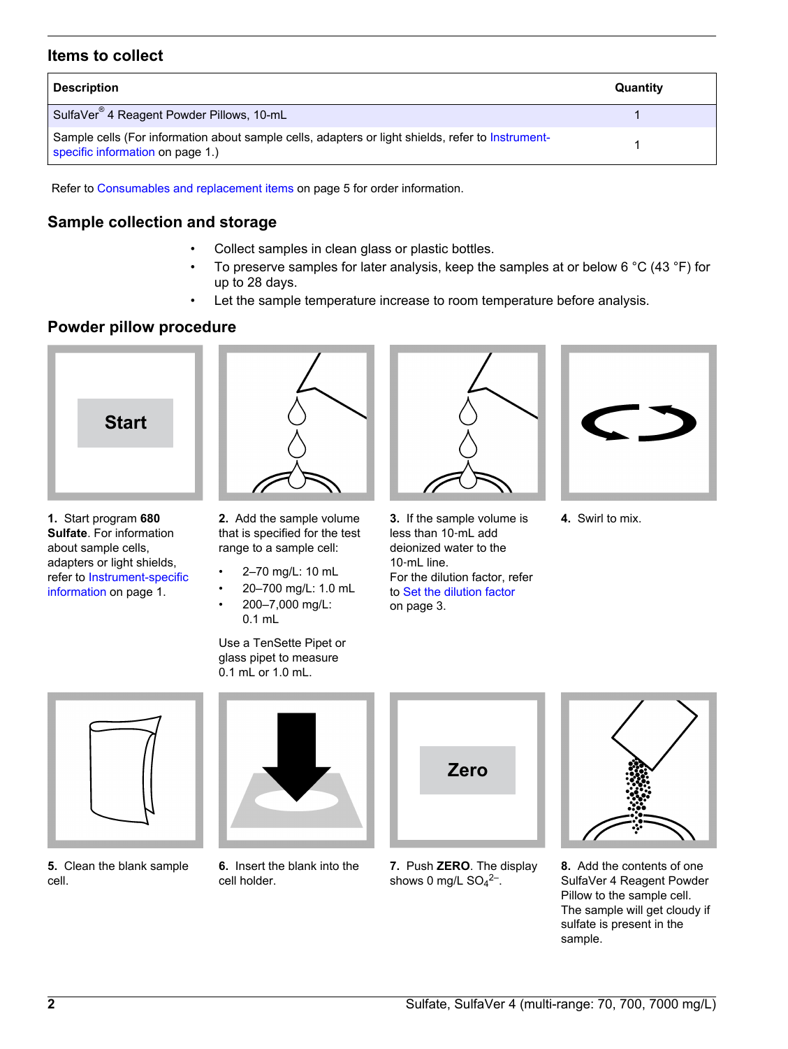## Items to collect

| Description | Quantity |
|---|---|
| SulfaVer® 4 Reagent Powder Pillows, 10-mL | 1 |
| Sample cells (For information about sample cells, adapters or light shields, refer to Instrument-specific information on page 1.) | 1 |

Refer to Consumables and replacement items on page 5 for order information.

## Sample collection and storage

- Collect samples in clean glass or plastic bottles.
- To preserve samples for later analysis, keep the samples at or below 6 °C (43 °F) for up to 28 days.
- Let the sample temperature increase to room temperature before analysis.

## Powder pillow procedure

**1.** Start program **680 Sulfate**. For information about sample cells, adapters or light shields, refer to Instrument-specific information on page 1.

**2.** Add the sample volume that is specified for the test range to a sample cell:

- 2–70 mg/L: 10 mL
- 20–700 mg/L: 1.0 mL
- 200–7,000 mg/L: 0.1 mL

Use a TenSette Pipet or glass pipet to measure 0.1 mL or 1.0 mL.

**3.** If the sample volume is less than 10-mL add deionized water to the 10-mL line. For the dilution factor, refer to Set the dilution factor on page 3.

**4.** Swirl to mix.

**5.** Clean the blank sample cell.

**6.** Insert the blank into the cell holder.

**7.** Push **ZERO**. The display shows 0 mg/L $SO_4^{2-}$.

**8.** Add the contents of one SulfaVer 4 Reagent Powder Pillow to the sample cell. The sample will get cloudy if sulfate is present in the sample.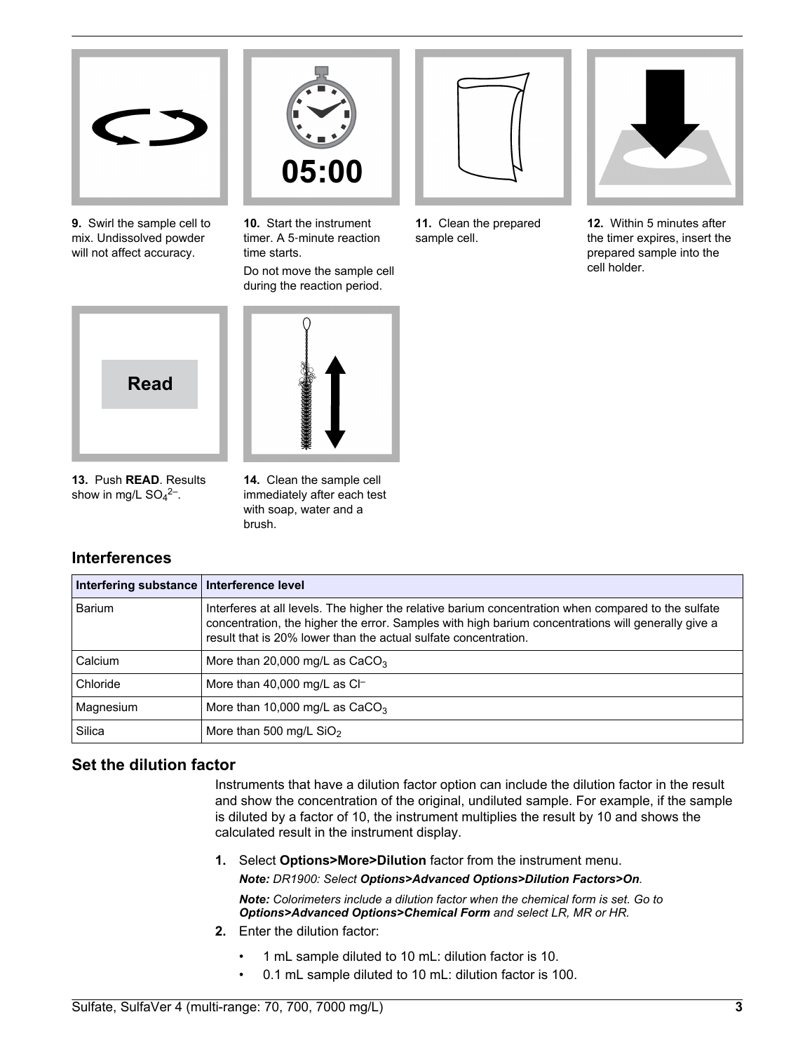**9.** Swirl the sample cell to mix. Undissolved powder will not affect accuracy.

**10.** Start the instrument timer. A 5-minute reaction time starts.

Do not move the sample cell during the reaction period.

**11.** Clean the prepared sample cell.

**12.** Within 5 minutes after the timer expires, insert the prepared sample into the cell holder.

**13.** Push **READ**. Results show in mg/L $SO_4^{2-}$.

**14.** Clean the sample cell immediately after each test with soap, water and a brush.

## Interferences

| Interfering substance | Interference level |
| --- | --- |
| Barium | Interferes at all levels. The higher the relative barium concentration when compared to the sulfate concentration, the higher the error. Samples with high barium concentrations will generally give a result that is 20% lower than the actual sulfate concentration. |
| Calcium | More than 20,000 mg/L as $CaCO_3$ |
| Chloride | More than 40,000 mg/L as $Cl^-$ |
| Magnesium | More than 10,000 mg/L as $CaCO_3$ |
| Silica | More than 500 mg/L $SiO_2$ |

## Set the dilution factor

Instruments that have a dilution factor option can include the dilution factor in the result and show the concentration of the original, undiluted sample. For example, if the sample is diluted by a factor of 10, the instrument multiplies the result by 10 and shows the calculated result in the instrument display.

1. Select **Options>More>Dilution** factor from the instrument menu.

   ***Note:*** *DR1900: Select **Options>Advanced Options>Dilution Factors>On**.*

   ***Note:*** *Colorimeters include a dilution factor when the chemical form is set. Go to **Options>Advanced Options>Chemical Form** and select LR, MR or HR.*

2. Enter the dilution factor:
   - 1 mL sample diluted to 10 mL: dilution factor is 10.
   - 0.1 mL sample diluted to 10 mL: dilution factor is 100.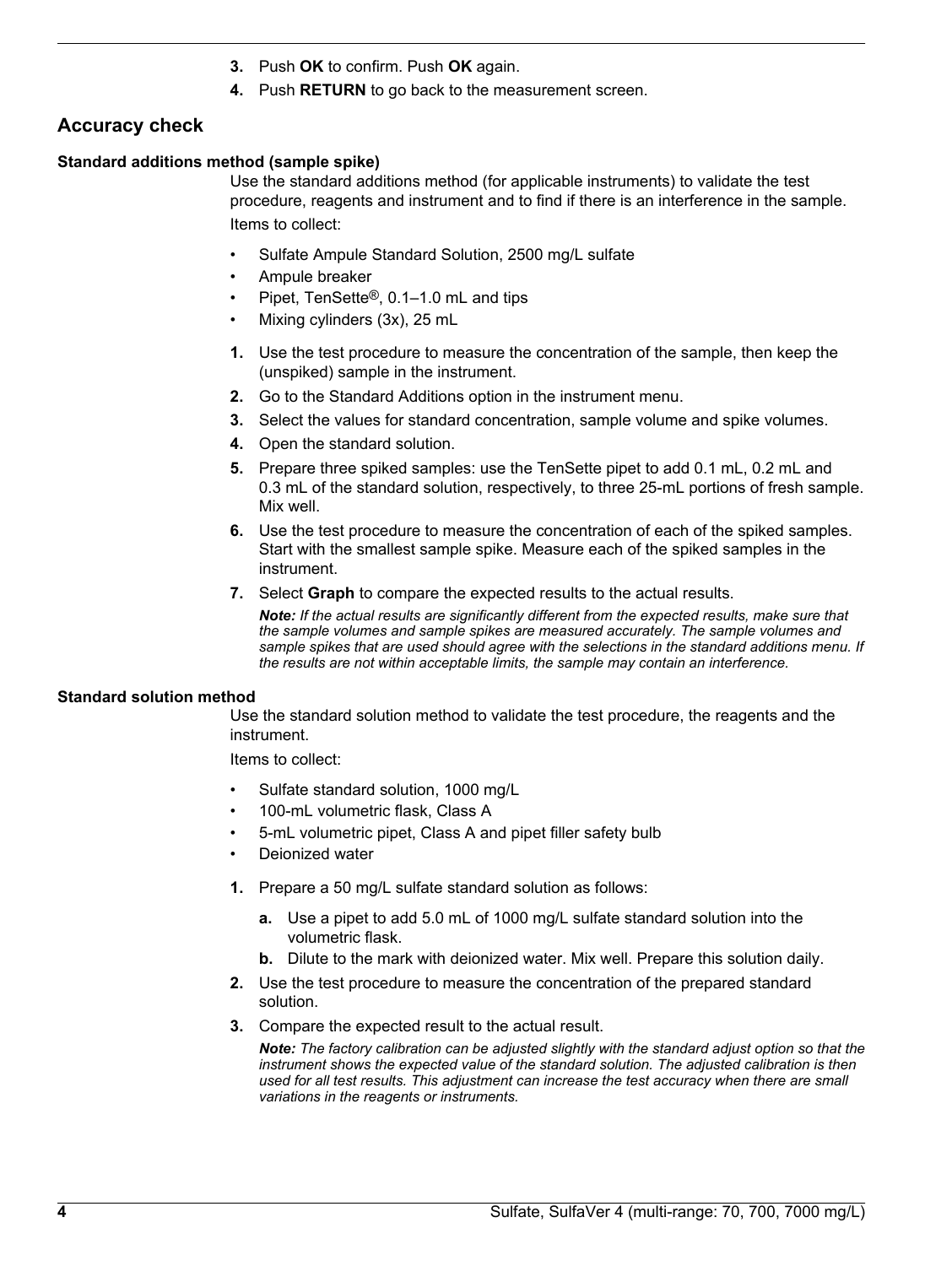3. Push **OK** to confirm. Push **OK** again.
4. Push **RETURN** to go back to the measurement screen.

## Accuracy check

### Standard additions method (sample spike)

Use the standard additions method (for applicable instruments) to validate the test procedure, reagents and instrument and to find if there is an interference in the sample.

Items to collect:

- Sulfate Ampule Standard Solution, 2500 mg/L sulfate
- Ampule breaker
- Pipet, TenSette®, 0.1–1.0 mL and tips
- Mixing cylinders (3x), 25 mL

1. Use the test procedure to measure the concentration of the sample, then keep the (unspiked) sample in the instrument.
2. Go to the Standard Additions option in the instrument menu.
3. Select the values for standard concentration, sample volume and spike volumes.
4. Open the standard solution.
5. Prepare three spiked samples: use the TenSette pipet to add 0.1 mL, 0.2 mL and 0.3 mL of the standard solution, respectively, to three 25-mL portions of fresh sample. Mix well.
6. Use the test procedure to measure the concentration of each of the spiked samples. Start with the smallest sample spike. Measure each of the spiked samples in the instrument.
7. Select **Graph** to compare the expected results to the actual results.

   ***Note:** If the actual results are significantly different from the expected results, make sure that the sample volumes and sample spikes are measured accurately. The sample volumes and sample spikes that are used should agree with the selections in the standard additions menu. If the results are not within acceptable limits, the sample may contain an interference.*

### Standard solution method

Use the standard solution method to validate the test procedure, the reagents and the instrument.

Items to collect:

- Sulfate standard solution, 1000 mg/L
- 100-mL volumetric flask, Class A
- 5-mL volumetric pipet, Class A and pipet filler safety bulb
- Deionized water

1. Prepare a 50 mg/L sulfate standard solution as follows:
   a. Use a pipet to add 5.0 mL of 1000 mg/L sulfate standard solution into the volumetric flask.
   b. Dilute to the mark with deionized water. Mix well. Prepare this solution daily.
2. Use the test procedure to measure the concentration of the prepared standard solution.
3. Compare the expected result to the actual result.

   ***Note:** The factory calibration can be adjusted slightly with the standard adjust option so that the instrument shows the expected value of the standard solution. The adjusted calibration is then used for all test results. This adjustment can increase the test accuracy when there are small variations in the reagents or instruments.*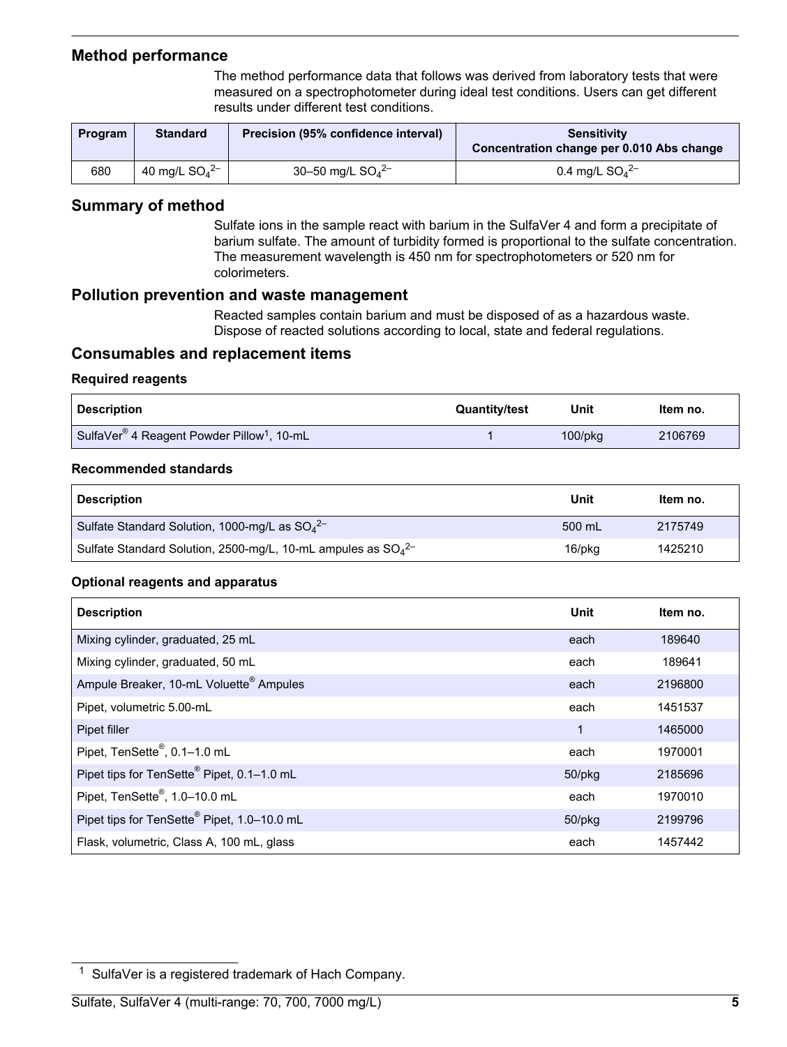## Method performance

The method performance data that follows was derived from laboratory tests that were measured on a spectrophotometer during ideal test conditions. Users can get different results under different test conditions.

| Program | Standard | Precision (95% confidence interval) | Sensitivity Concentration change per 0.010 Abs change |
|---|---|---|---|
| 680 | 40 mg/L $SO_4^{2-}$ | 30–50 mg/L $SO_4^{2-}$ | 0.4 mg/L $SO_4^{2-}$ |

## Summary of method

Sulfate ions in the sample react with barium in the SulfaVer 4 and form a precipitate of barium sulfate. The amount of turbidity formed is proportional to the sulfate concentration. The measurement wavelength is 450 nm for spectrophotometers or 520 nm for colorimeters.

## Pollution prevention and waste management

Reacted samples contain barium and must be disposed of as a hazardous waste. Dispose of reacted solutions according to local, state and federal regulations.

## Consumables and replacement items

### Required reagents

| Description | Quantity/test | Unit | Item no. |
|---|---|---|---|
| SulfaVer® 4 Reagent Powder Pillow[1], 10-mL | 1 | 100/pkg | 2106769 |

### Recommended standards

| Description | Unit | Item no. |
|---|---|---|
| Sulfate Standard Solution, 1000-mg/L as $SO_4^{2-}$ | 500 mL | 2175749 |
| Sulfate Standard Solution, 2500-mg/L, 10-mL ampules as $SO_4^{2-}$ | 16/pkg | 1425210 |

### Optional reagents and apparatus

| Description | Unit | Item no. |
|---|---|---|
| Mixing cylinder, graduated, 25 mL | each | 189640 |
| Mixing cylinder, graduated, 50 mL | each | 189641 |
| Ampule Breaker, 10-mL Voluette® Ampules | each | 2196800 |
| Pipet, volumetric 5.00-mL | each | 1451537 |
| Pipet filler | 1 | 1465000 |
| Pipet, TenSette®, 0.1–1.0 mL | each | 1970001 |
| Pipet tips for TenSette® Pipet, 0.1–1.0 mL | 50/pkg | 2185696 |
| Pipet, TenSette®, 1.0–10.0 mL | each | 1970010 |
| Pipet tips for TenSette® Pipet, 1.0–10.0 mL | 50/pkg | 2199796 |
| Flask, volumetric, Class A, 100 mL, glass | each | 1457442 |

[1] SulfaVer is a registered trademark of Hach Company.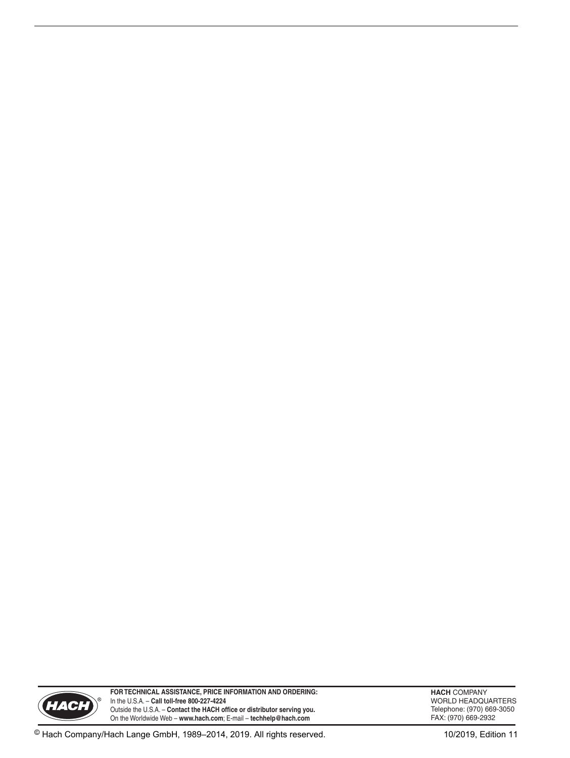**FOR TECHNICAL ASSISTANCE, PRICE INFORMATION AND ORDERING:**
In the U.S.A. – **Call toll-free 800-227-4224**
Outside the U.S.A. – **Contact the HACH office or distributor serving you.**
On the Worldwide Web – **www.hach.com**; E-mail – **techhelp@hach.com**

**HACH** COMPANY
WORLD HEADQUARTERS
Telephone: (970) 669-3050
FAX: (970) 669-2932

© Hach Company/Hach Lange GmbH, 1989–2014, 2019. All rights reserved.

10/2019, Edition 11